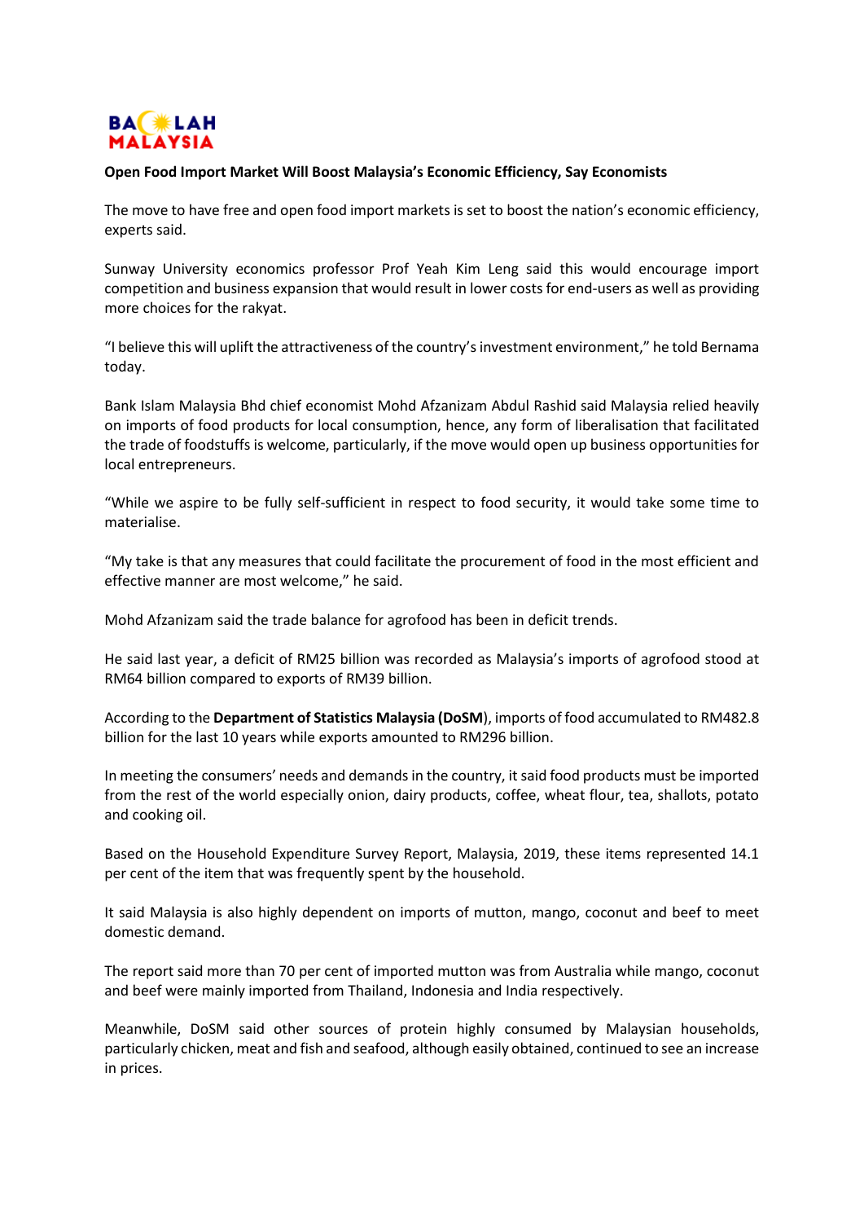**Open Food Import Market Will Boost Malaysia's Economic Efficiency, Say Economists**

The move to have free and open food import markets is set to boost the nation's economic efficiency, experts said.

Sunway University economics professor Prof Yeah Kim Leng said this would encourage import competition and business expansion that would result in lower costs for end-users as well as providing more choices for the rakyat.

"I believe this will uplift the attractiveness of the country's investment environment," he told Bernama today.

Bank Islam Malaysia Bhd chief economist Mohd Afzanizam Abdul Rashid said Malaysia relied heavily on imports of food products for local consumption, hence, any form of liberalisation that facilitated the trade of foodstuffs is welcome, particularly, if the move would open up business opportunities for local entrepreneurs.

"While we aspire to be fully self-sufficient in respect to food security, it would take some time to materialise.

"My take is that any measures that could facilitate the procurement of food in the most efficient and effective manner are most welcome," he said.

Mohd Afzanizam said the trade balance for agrofood has been in deficit trends.

He said last year, a deficit of RM25 billion was recorded as Malaysia's imports of agrofood stood at RM64 billion compared to exports of RM39 billion.

According to the **Department of Statistics Malaysia (DoSM**), imports of food accumulated to RM482.8 billion for the last 10 years while exports amounted to RM296 billion.

In meeting the consumers' needs and demands in the country, it said food products must be imported from the rest of the world especially onion, dairy products, coffee, wheat flour, tea, shallots, potato and cooking oil.

Based on the Household Expenditure Survey Report, Malaysia, 2019, these items represented 14.1 per cent of the item that was frequently spent by the household.

It said Malaysia is also highly dependent on imports of mutton, mango, coconut and beef to meet domestic demand.

The report said more than 70 per cent of imported mutton was from Australia while mango, coconut and beef were mainly imported from Thailand, Indonesia and India respectively.

Meanwhile, DoSM said other sources of protein highly consumed by Malaysian households, particularly chicken, meat and fish and seafood, although easily obtained, continued to see an increase in prices.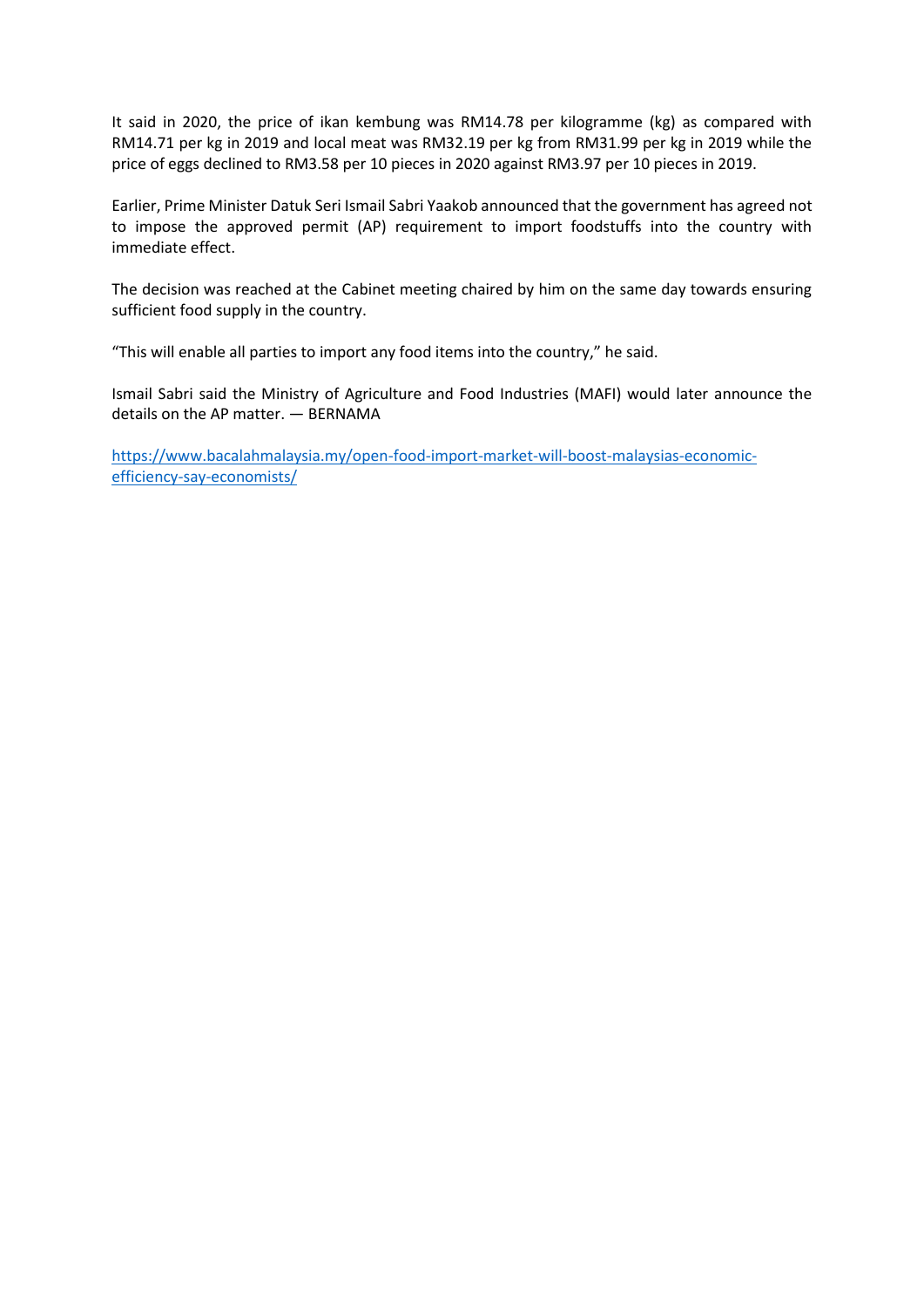It said in 2020, the price of ikan kembung was RM14.78 per kilogramme (kg) as compared with RM14.71 per kg in 2019 and local meat was RM32.19 per kg from RM31.99 per kg in 2019 while the price of eggs declined to RM3.58 per 10 pieces in 2020 against RM3.97 per 10 pieces in 2019.

Earlier, Prime Minister Datuk Seri Ismail Sabri Yaakob announced that the government has agreed not to impose the approved permit (AP) requirement to import foodstuffs into the country with immediate effect.

The decision was reached at the Cabinet meeting chaired by him on the same day towards ensuring sufficient food supply in the country.

"This will enable all parties to import any food items into the country," he said.

Ismail Sabri said the Ministry of Agriculture and Food Industries (MAFI) would later announce the details on the AP matter. — BERNAMA

https://www.bacalahmalaysia.my/open-food-import-market-will-boost-malaysias-economic-efficiency-say-economists/